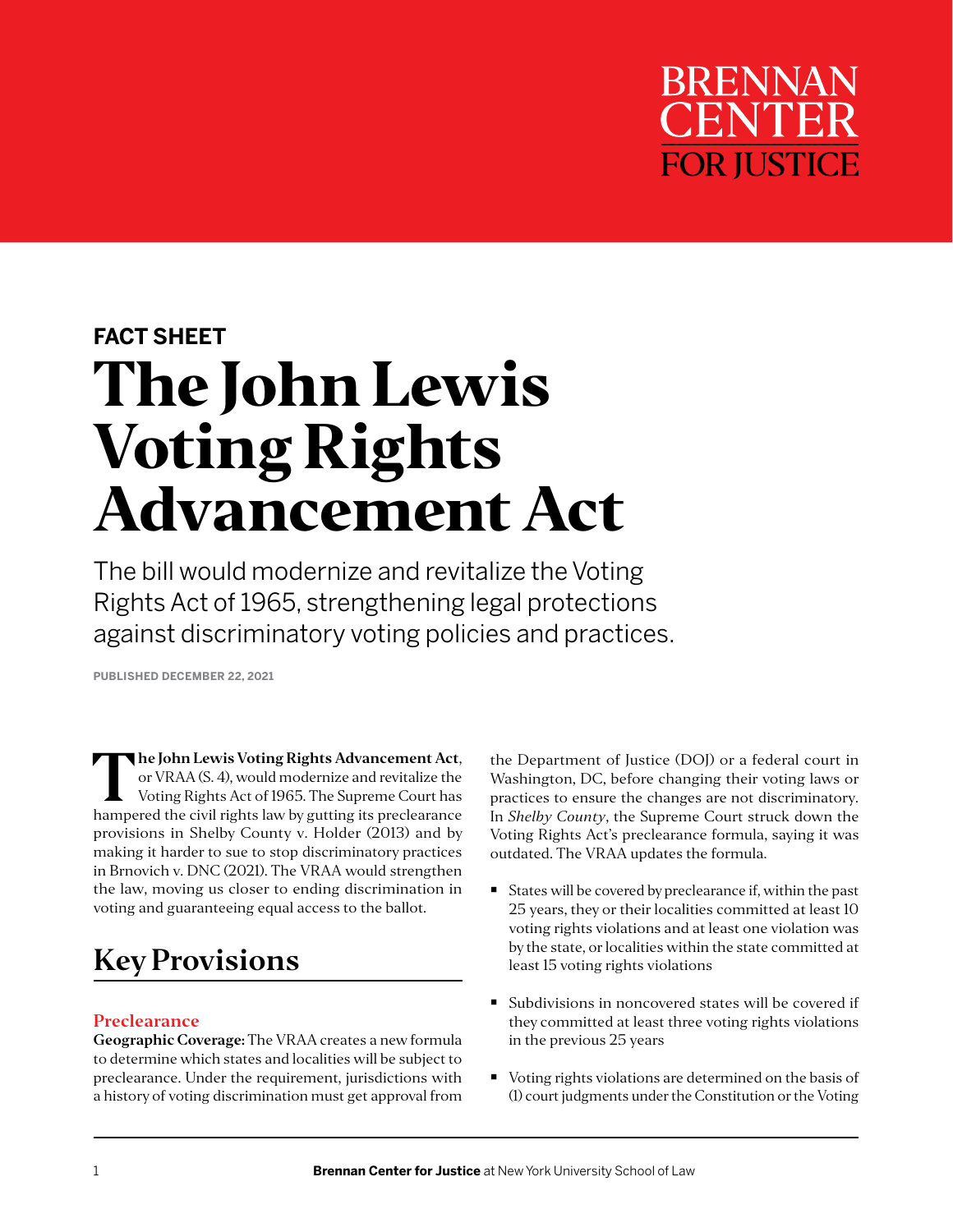BRENNAN CENTER FOR JUSTICE

**FACT SHEET**

# The John Lewis Voting Rights Advancement Act

The bill would modernize and revitalize the Voting Rights Act of 1965, strengthening legal protections against discriminatory voting policies and practices.

**PUBLISHED DECEMBER 22, 2021**

**The John Lewis Voting Rights Advancement Act**, or VRAA (S. 4), would modernize and revitalize the Voting Rights Act of 1965. The Supreme Court has hampered the civil rights law by gutting its preclearance provisions in Shelby County v. Holder (2013) and by making it harder to sue to stop discriminatory practices in Brnovich v. DNC (2021). The VRAA would strengthen the law, moving us closer to ending discrimination in voting and guaranteeing equal access to the ballot.

## Key Provisions

### Preclearance

**Geographic Coverage:** The VRAA creates a new formula to determine which states and localities will be subject to preclearance. Under the requirement, jurisdictions with a history of voting discrimination must get approval from the Department of Justice (DOJ) or a federal court in Washington, DC, before changing their voting laws or practices to ensure the changes are not discriminatory. In *Shelby County*, the Supreme Court struck down the Voting Rights Act's preclearance formula, saying it was outdated. The VRAA updates the formula.

- States will be covered by preclearance if, within the past 25 years, they or their localities committed at least 10 voting rights violations and at least one violation was by the state, or localities within the state committed at least 15 voting rights violations
- Subdivisions in noncovered states will be covered if they committed at least three voting rights violations in the previous 25 years
- Voting rights violations are determined on the basis of (1) court judgments under the Constitution or the Voting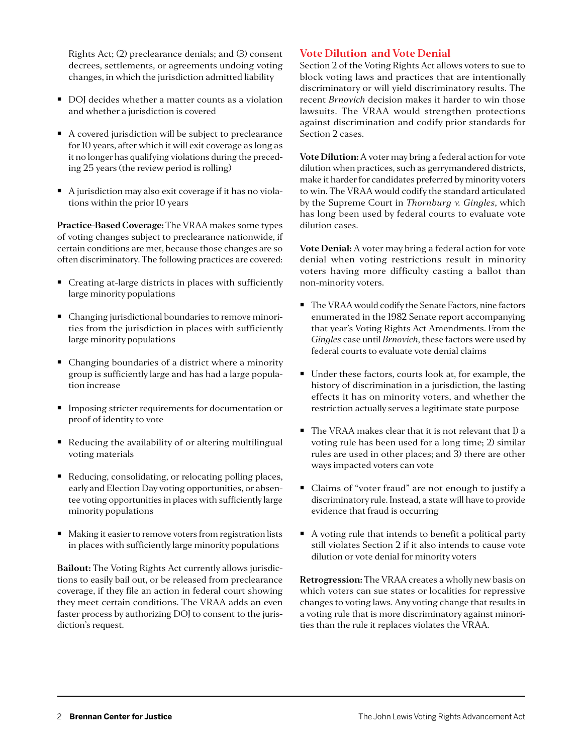Rights Act; (2) preclearance denials; and (3) consent decrees, settlements, or agreements undoing voting changes, in which the jurisdiction admitted liability

- DOJ decides whether a matter counts as a violation and whether a jurisdiction is covered
- A covered jurisdiction will be subject to preclearance for 10 years, after which it will exit coverage as long as it no longer has qualifying violations during the preceding 25 years (the review period is rolling)
- A jurisdiction may also exit coverage if it has no violations within the prior 10 years

**Practice-Based Coverage:** The VRAA makes some types of voting changes subject to preclearance nationwide, if certain conditions are met, because those changes are so often discriminatory. The following practices are covered:

- Creating at-large districts in places with sufficiently large minority populations
- Changing jurisdictional boundaries to remove minorities from the jurisdiction in places with sufficiently large minority populations
- Changing boundaries of a district where a minority group is sufficiently large and has had a large population increase
- Imposing stricter requirements for documentation or proof of identity to vote
- Reducing the availability of or altering multilingual voting materials
- Reducing, consolidating, or relocating polling places, early and Election Day voting opportunities, or absentee voting opportunities in places with sufficiently large minority populations
- Making it easier to remove voters from registration lists in places with sufficiently large minority populations

**Bailout:** The Voting Rights Act currently allows jurisdictions to easily bail out, or be released from preclearance coverage, if they file an action in federal court showing they meet certain conditions. The VRAA adds an even faster process by authorizing DOJ to consent to the jurisdiction's request.

## Vote Dilution and Vote Denial

Section 2 of the Voting Rights Act allows voters to sue to block voting laws and practices that are intentionally discriminatory or will yield discriminatory results. The recent *Brnovich* decision makes it harder to win those lawsuits. The VRAA would strengthen protections against discrimination and codify prior standards for Section 2 cases.

**Vote Dilution:** A voter may bring a federal action for vote dilution when practices, such as gerrymandered districts, make it harder for candidates preferred by minority voters to win. The VRAA would codify the standard articulated by the Supreme Court in *Thornburg v. Gingles*, which has long been used by federal courts to evaluate vote dilution cases.

**Vote Denial:** A voter may bring a federal action for vote denial when voting restrictions result in minority voters having more difficulty casting a ballot than non-minority voters.

- The VRAA would codify the Senate Factors, nine factors enumerated in the 1982 Senate report accompanying that year's Voting Rights Act Amendments. From the *Gingles* case until *Brnovich*, these factors were used by federal courts to evaluate vote denial claims
- Under these factors, courts look at, for example, the history of discrimination in a jurisdiction, the lasting effects it has on minority voters, and whether the restriction actually serves a legitimate state purpose
- The VRAA makes clear that it is not relevant that 1) a voting rule has been used for a long time; 2) similar rules are used in other places; and 3) there are other ways impacted voters can vote
- Claims of "voter fraud" are not enough to justify a discriminatory rule. Instead, a state will have to provide evidence that fraud is occurring
- A voting rule that intends to benefit a political party still violates Section 2 if it also intends to cause vote dilution or vote denial for minority voters

**Retrogression:** The VRAA creates a wholly new basis on which voters can sue states or localities for repressive changes to voting laws. Any voting change that results in a voting rule that is more discriminatory against minorities than the rule it replaces violates the VRAA.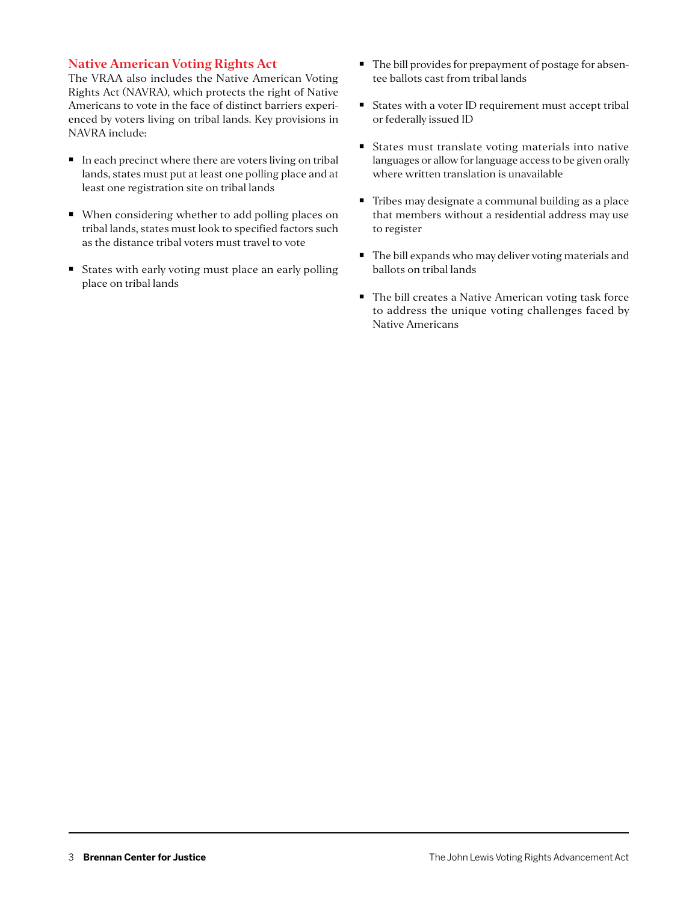## Native American Voting Rights Act

The VRAA also includes the Native American Voting Rights Act (NAVRA), which protects the right of Native Americans to vote in the face of distinct barriers experienced by voters living on tribal lands. Key provisions in NAVRA include:

- In each precinct where there are voters living on tribal lands, states must put at least one polling place and at least one registration site on tribal lands
- When considering whether to add polling places on tribal lands, states must look to specified factors such as the distance tribal voters must travel to vote
- States with early voting must place an early polling place on tribal lands
- The bill provides for prepayment of postage for absentee ballots cast from tribal lands
- States with a voter ID requirement must accept tribal or federally issued ID
- States must translate voting materials into native languages or allow for language access to be given orally where written translation is unavailable
- Tribes may designate a communal building as a place that members without a residential address may use to register
- The bill expands who may deliver voting materials and ballots on tribal lands
- The bill creates a Native American voting task force to address the unique voting challenges faced by Native Americans